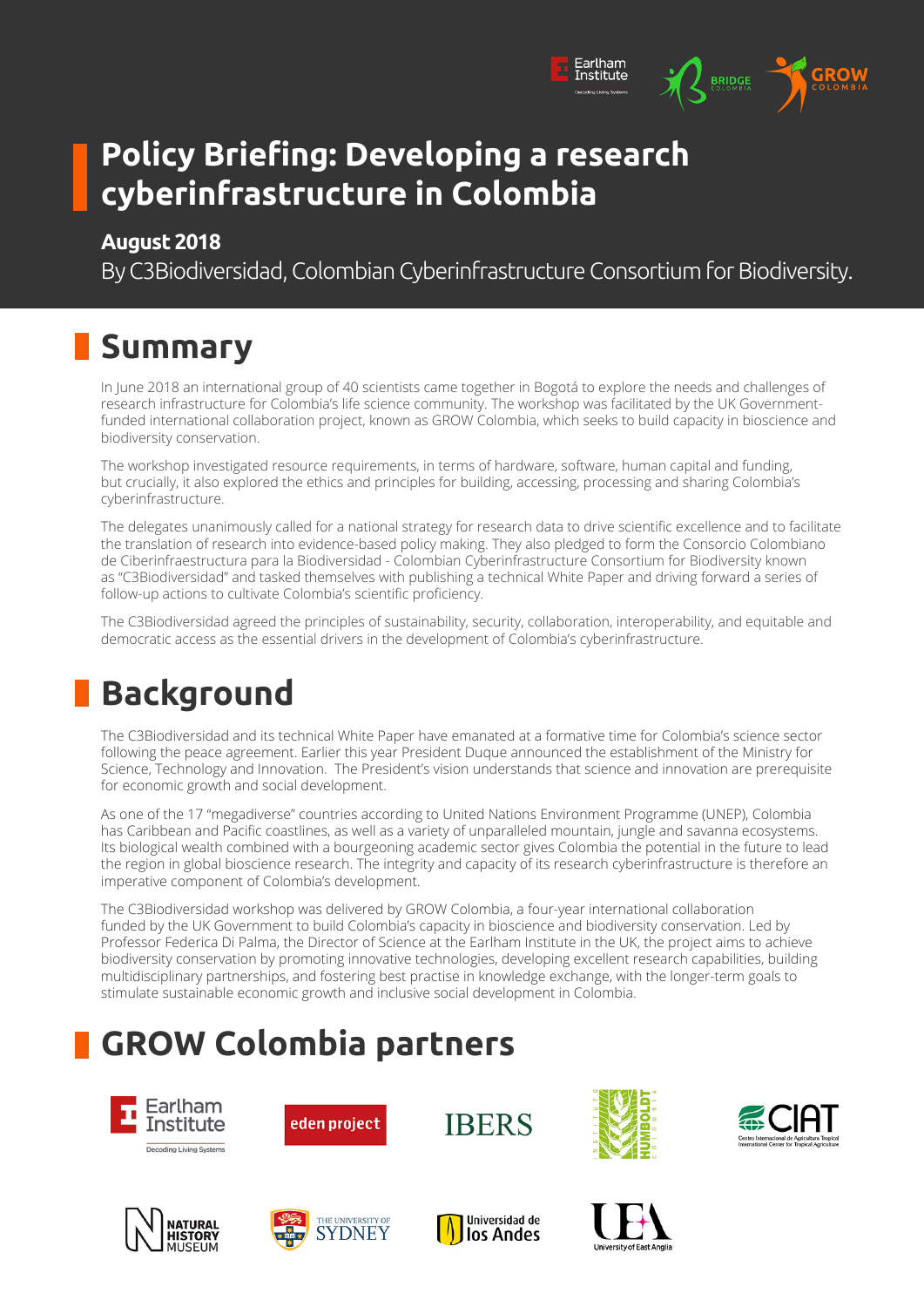# Policy Briefing: Developing a research cyberinfrastructure in Colombia

**August 2018**

By C3Biodiversidad, Colombian Cyberinfrastructure Consortium for Biodiversity.

## Summary

In June 2018 an international group of 40 scientists came together in Bogotá to explore the needs and challenges of research infrastructure for Colombia's life science community. The workshop was facilitated by the UK Government-funded international collaboration project, known as GROW Colombia, which seeks to build capacity in bioscience and biodiversity conservation.

The workshop investigated resource requirements, in terms of hardware, software, human capital and funding, but crucially, it also explored the ethics and principles for building, accessing, processing and sharing Colombia's cyberinfrastructure.

The delegates unanimously called for a national strategy for research data to drive scientific excellence and to facilitate the translation of research into evidence-based policy making. They also pledged to form the Consorcio Colombiano de Ciberinfraestructura para la Biodiversidad - Colombian Cyberinfrastructure Consortium for Biodiversity known as "C3Biodiversidad" and tasked themselves with publishing a technical White Paper and driving forward a series of follow-up actions to cultivate Colombia's scientific proficiency.

The C3Biodiversidad agreed the principles of sustainability, security, collaboration, interoperability, and equitable and democratic access as the essential drivers in the development of Colombia's cyberinfrastructure.

## Background

The C3Biodiversidad and its technical White Paper have emanated at a formative time for Colombia's science sector following the peace agreement. Earlier this year President Duque announced the establishment of the Ministry for Science, Technology and Innovation. The President's vision understands that science and innovation are prerequisite for economic growth and social development.

As one of the 17 "megadiverse" countries according to United Nations Environment Programme (UNEP), Colombia has Caribbean and Pacific coastlines, as well as a variety of unparalleled mountain, jungle and savanna ecosystems. Its biological wealth combined with a bourgeoning academic sector gives Colombia the potential in the future to lead the region in global bioscience research. The integrity and capacity of its research cyberinfrastructure is therefore an imperative component of Colombia's development.

The C3Biodiversidad workshop was delivered by GROW Colombia, a four-year international collaboration funded by the UK Government to build Colombia's capacity in bioscience and biodiversity conservation. Led by Professor Federica Di Palma, the Director of Science at the Earlham Institute in the UK, the project aims to achieve biodiversity conservation by promoting innovative technologies, developing excellent research capabilities, building multidisciplinary partnerships, and fostering best practise in knowledge exchange, with the longer-term goals to stimulate sustainable economic growth and inclusive social development in Colombia.

## GROW Colombia partners

Earlham Institute, eden project, IBERS, Instituto Humboldt Colombia, CIAT, Natural History Museum, The University of Sydney, Universidad de los Andes, University of East Anglia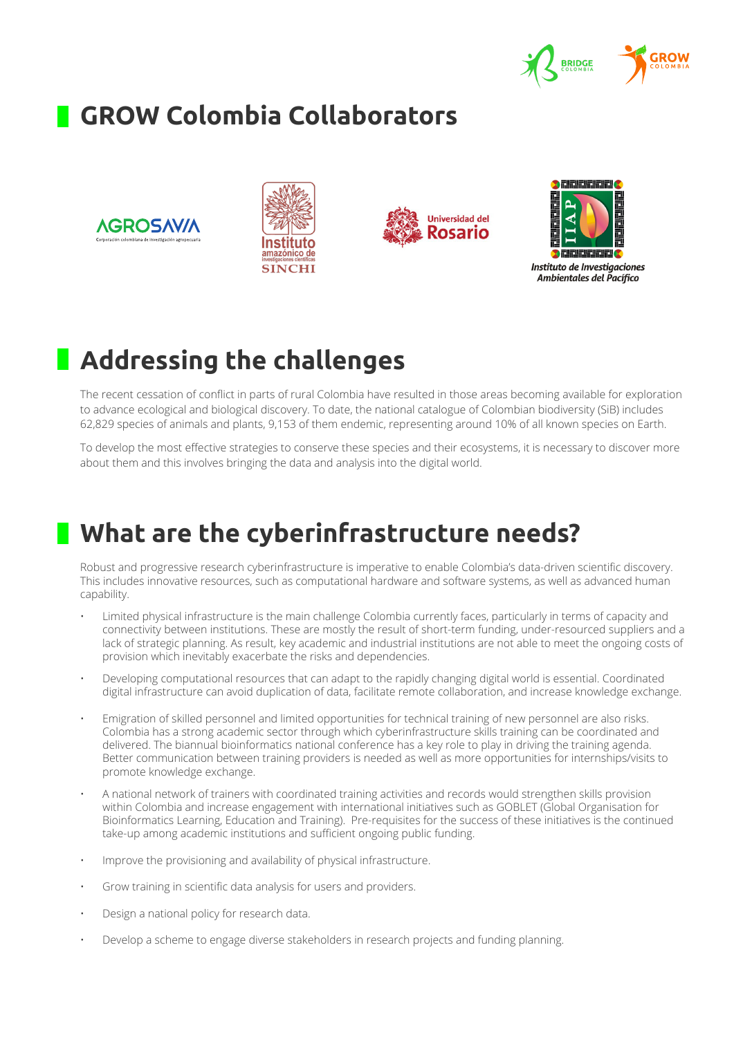## GROW Colombia Collaborators

## Addressing the challenges

The recent cessation of conflict in parts of rural Colombia have resulted in those areas becoming available for exploration to advance ecological and biological discovery. To date, the national catalogue of Colombian biodiversity (SiB) includes 62,829 species of animals and plants, 9,153 of them endemic, representing around 10% of all known species on Earth.

To develop the most effective strategies to conserve these species and their ecosystems, it is necessary to discover more about them and this involves bringing the data and analysis into the digital world.

## What are the cyberinfrastructure needs?

Robust and progressive research cyberinfrastructure is imperative to enable Colombia's data-driven scientific discovery. This includes innovative resources, such as computational hardware and software systems, as well as advanced human capability.

- Limited physical infrastructure is the main challenge Colombia currently faces, particularly in terms of capacity and connectivity between institutions. These are mostly the result of short-term funding, under-resourced suppliers and a lack of strategic planning. As result, key academic and industrial institutions are not able to meet the ongoing costs of provision which inevitably exacerbate the risks and dependencies.
- Developing computational resources that can adapt to the rapidly changing digital world is essential. Coordinated digital infrastructure can avoid duplication of data, facilitate remote collaboration, and increase knowledge exchange.
- Emigration of skilled personnel and limited opportunities for technical training of new personnel are also risks. Colombia has a strong academic sector through which cyberinfrastructure skills training can be coordinated and delivered. The biannual bioinformatics national conference has a key role to play in driving the training agenda. Better communication between training providers is needed as well as more opportunities for internships/visits to promote knowledge exchange.
- A national network of trainers with coordinated training activities and records would strengthen skills provision within Colombia and increase engagement with international initiatives such as GOBLET (Global Organisation for Bioinformatics Learning, Education and Training). Pre-requisites for the success of these initiatives is the continued take-up among academic institutions and sufficient ongoing public funding.
- Improve the provisioning and availability of physical infrastructure.
- Grow training in scientific data analysis for users and providers.
- Design a national policy for research data.
- Develop a scheme to engage diverse stakeholders in research projects and funding planning.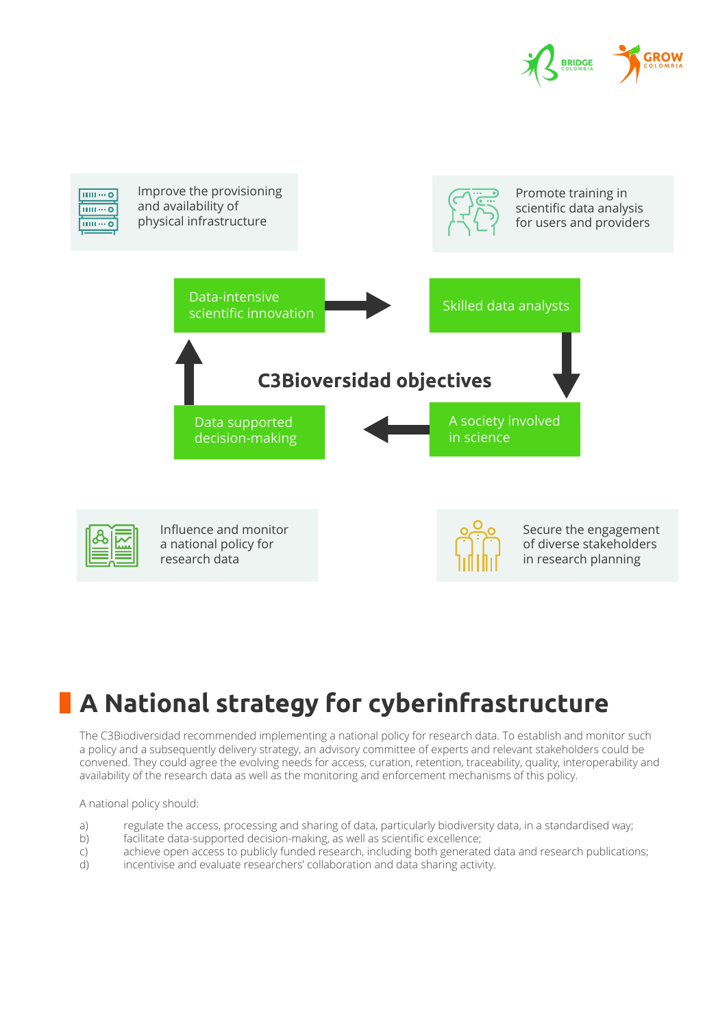Improve the provisioning and availability of physical infrastructure

Promote training in scientific data analysis for users and providers

Data-intensive scientific innovation

Skilled data analysts

**C3Bioversidad objectives**

Data supported decision-making

A society involved in science

Influence and monitor a national policy for research data

Secure the engagement of diverse stakeholders in research planning

# A National strategy for cyberinfrastructure

The C3Biodiversidad recommended implementing a national policy for research data. To establish and monitor such a policy and a subsequently delivery strategy, an advisory committee of experts and relevant stakeholders could be convened. They could agree the evolving needs for access, curation, retention, traceability, quality, interoperability and availability of the research data as well as the monitoring and enforcement mechanisms of this policy.

A national policy should:

a) regulate the access, processing and sharing of data, particularly biodiversity data, in a standardised way;
b) facilitate data-supported decision-making, as well as scientific excellence;
c) achieve open access to publicly funded research, including both generated data and research publications;
d) incentivise and evaluate researchers' collaboration and data sharing activity.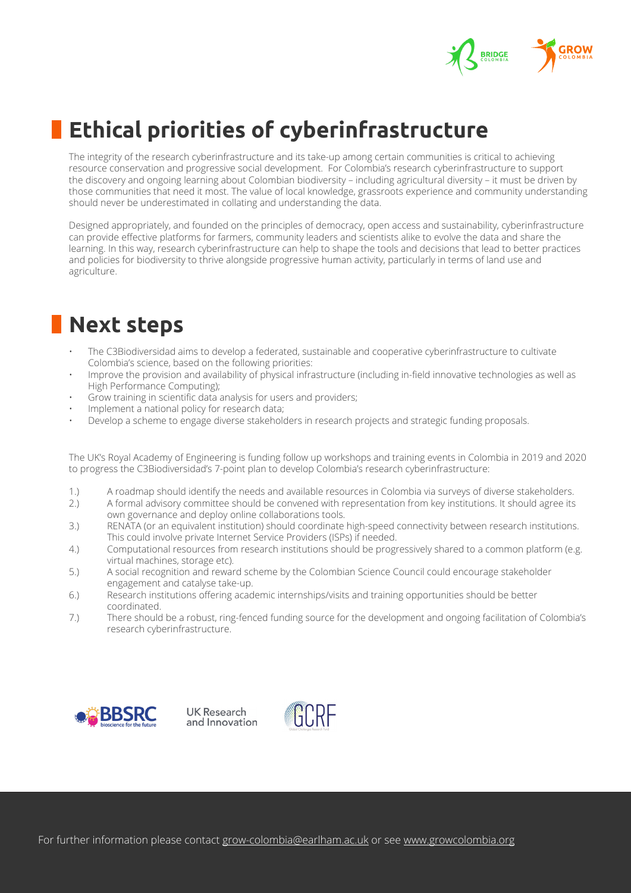## Ethical priorities of cyberinfrastructure

The integrity of the research cyberinfrastructure and its take-up among certain communities is critical to achieving resource conservation and progressive social development. For Colombia's research cyberinfrastructure to support the discovery and ongoing learning about Colombian biodiversity – including agricultural diversity – it must be driven by those communities that need it most. The value of local knowledge, grassroots experience and community understanding should never be underestimated in collating and understanding the data.

Designed appropriately, and founded on the principles of democracy, open access and sustainability, cyberinfrastructure can provide effective platforms for farmers, community leaders and scientists alike to evolve the data and share the learning. In this way, research cyberinfrastructure can help to shape the tools and decisions that lead to better practices and policies for biodiversity to thrive alongside progressive human activity, particularly in terms of land use and agriculture.

## Next steps

- The C3Biodiversidad aims to develop a federated, sustainable and cooperative cyberinfrastructure to cultivate Colombia's science, based on the following priorities:
- Improve the provision and availability of physical infrastructure (including in-field innovative technologies as well as High Performance Computing);
- Grow training in scientific data analysis for users and providers;
- Implement a national policy for research data;
- Develop a scheme to engage diverse stakeholders in research projects and strategic funding proposals.

The UK's Royal Academy of Engineering is funding follow up workshops and training events in Colombia in 2019 and 2020 to progress the C3Biodiversidad's 7-point plan to develop Colombia's research cyberinfrastructure:

1.) A roadmap should identify the needs and available resources in Colombia via surveys of diverse stakeholders.
2.) A formal advisory committee should be convened with representation from key institutions. It should agree its own governance and deploy online collaborations tools.
3.) RENATA (or an equivalent institution) should coordinate high-speed connectivity between research institutions. This could involve private Internet Service Providers (ISPs) if needed.
4.) Computational resources from research institutions should be progressively shared to a common platform (e.g. virtual machines, storage etc).
5.) A social recognition and reward scheme by the Colombian Science Council could encourage stakeholder engagement and catalyse take-up.
6.) Research institutions offering academic internships/visits and training opportunities should be better coordinated.
7.) There should be a robust, ring-fenced funding source for the development and ongoing facilitation of Colombia's research cyberinfrastructure.

For further information please contact grow-colombia@earlham.ac.uk or see www.growcolombia.org